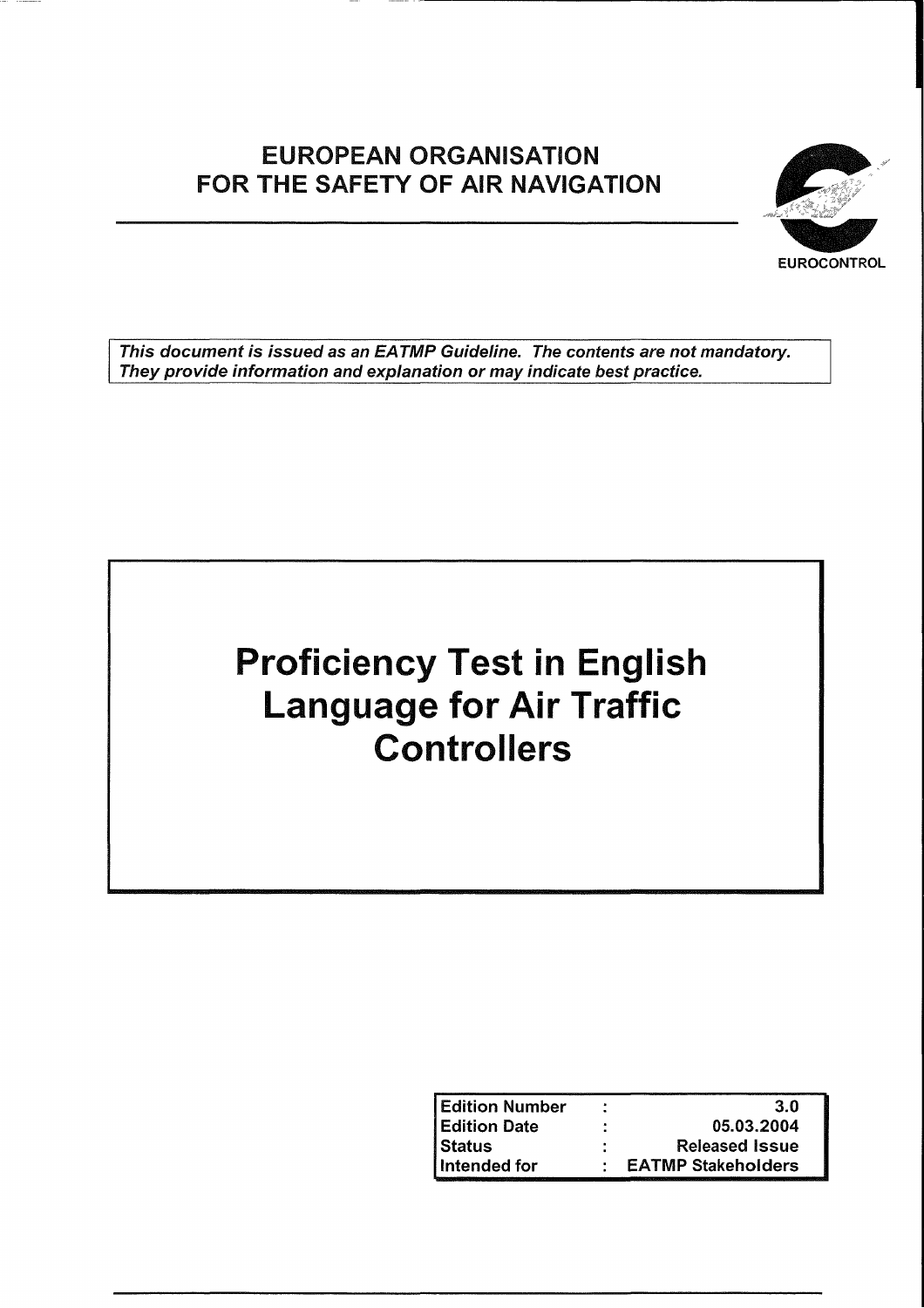# EUROPEAN ORGANISATION FOR THE SAFETY OF AIR NAVIGATION

EUROCONTROL

*This document is issued as an EATMP Guideline. The contents are not mandatory. They provide information and explanation or may indicate best practice.*

# Proficiency Test in English Language for Air Traffic Controllers

| | | |
|---|---|---|
| **Edition Number** | : | **3.0** |
| **Edition Date** | : | **05.03.2004** |
| **Status** | : | **Released Issue** |
| **Intended for** | : | **EATMP Stakeholders** |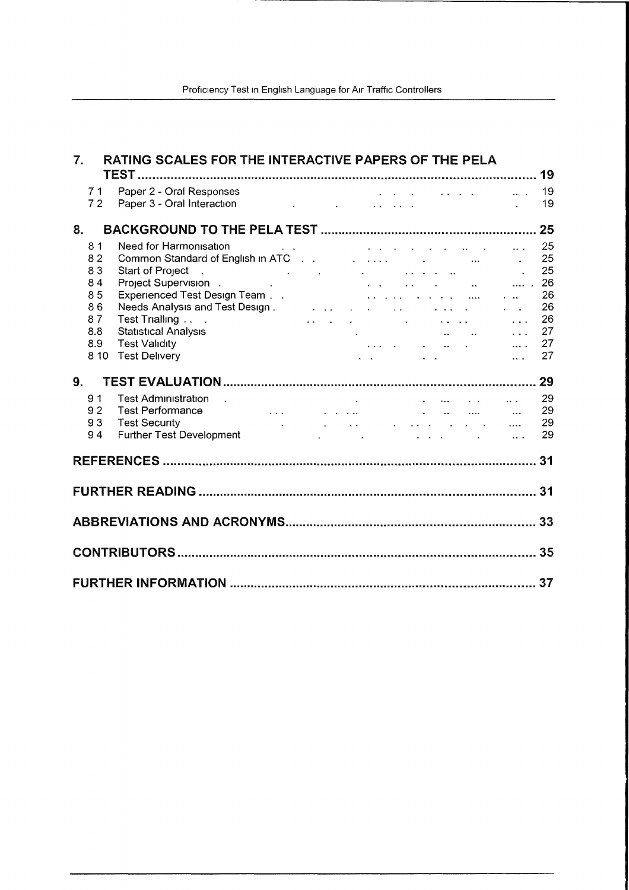| | | |
|---|---|---|
| **7.** | **RATING SCALES FOR THE INTERACTIVE PAPERS OF THE PELA TEST** | **19** |
| 7.1 | Paper 2 - Oral Responses | 19 |
| 7.2 | Paper 3 - Oral Interaction | 19 |
| **8.** | **BACKGROUND TO THE PELA TEST** | **25** |
| 8.1 | Need for Harmonisation | 25 |
| 8.2 | Common Standard of English in ATC | 25 |
| 8.3 | Start of Project | 25 |
| 8.4 | Project Supervision | 26 |
| 8.5 | Experienced Test Design Team | 26 |
| 8.6 | Needs Analysis and Test Design | 26 |
| 8.7 | Test Trialling | 26 |
| 8.8 | Statistical Analysis | 27 |
| 8.9 | Test Validity | 27 |
| 8.10 | Test Delivery | 27 |
| **9.** | **TEST EVALUATION** | **29** |
| 9.1 | Test Administration | 29 |
| 9.2 | Test Performance | 29 |
| 9.3 | Test Security | 29 |
| 9.4 | Further Test Development | 29 |
| | **REFERENCES** | **31** |
| | **FURTHER READING** | **31** |
| | **ABBREVIATIONS AND ACRONYMS** | **33** |
| | **CONTRIBUTORS** | **35** |
| | **FURTHER INFORMATION** | **37** |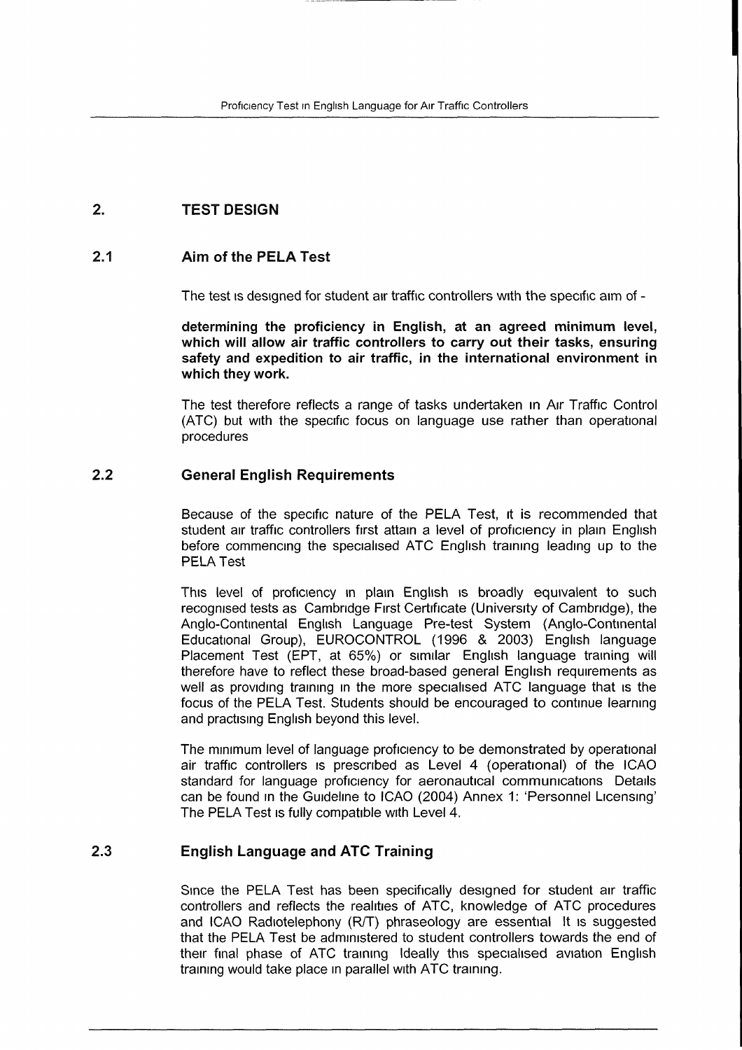## 2. TEST DESIGN

### 2.1 Aim of the PELA Test

The test is designed for student air traffic controllers with the specific aim of -

**determining the proficiency in English, at an agreed minimum level, which will allow air traffic controllers to carry out their tasks, ensuring safety and expedition to air traffic, in the international environment in which they work.**

The test therefore reflects a range of tasks undertaken in Air Traffic Control (ATC) but with the specific focus on language use rather than operational procedures

### 2.2 General English Requirements

Because of the specific nature of the PELA Test, it is recommended that student air traffic controllers first attain a level of proficiency in plain English before commencing the specialised ATC English training leading up to the PELA Test

This level of proficiency in plain English is broadly equivalent to such recognised tests as Cambridge First Certificate (University of Cambridge), the Anglo-Continental English Language Pre-test System (Anglo-Continental Educational Group), EUROCONTROL (1996 & 2003) English language Placement Test (EPT, at 65%) or similar English language training will therefore have to reflect these broad-based general English requirements as well as providing training in the more specialised ATC language that is the focus of the PELA Test. Students should be encouraged to continue learning and practising English beyond this level.

The minimum level of language proficiency to be demonstrated by operational air traffic controllers is prescribed as Level 4 (operational) of the ICAO standard for language proficiency for aeronautical communications Details can be found in the Guideline to ICAO (2004) Annex 1: 'Personnel Licensing' The PELA Test is fully compatible with Level 4.

### 2.3 English Language and ATC Training

Since the PELA Test has been specifically designed for student air traffic controllers and reflects the realities of ATC, knowledge of ATC procedures and ICAO Radiotelephony (R/T) phraseology are essential It is suggested that the PELA Test be administered to student controllers towards the end of their final phase of ATC training Ideally this specialised aviation English training would take place in parallel with ATC training.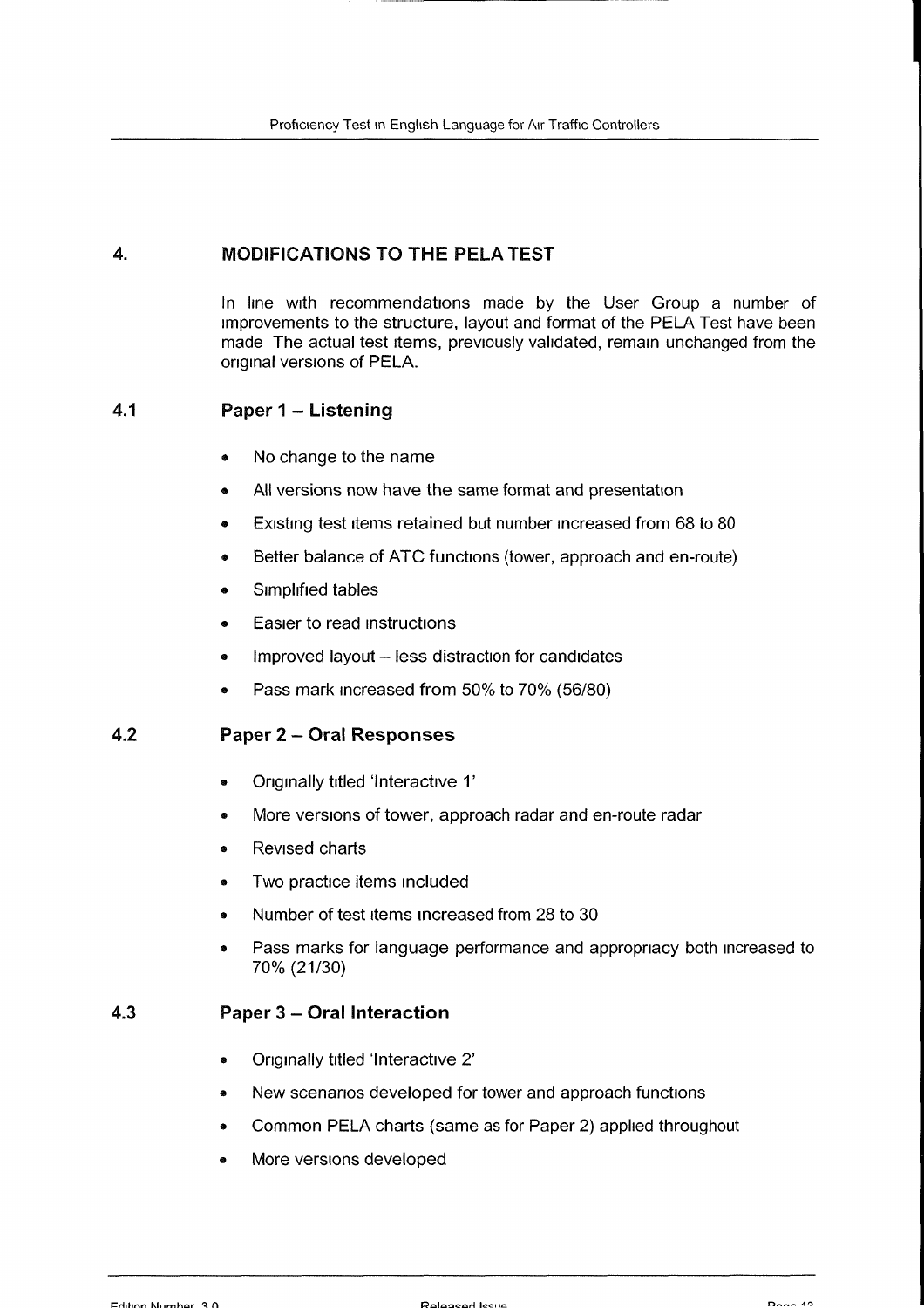# 4. MODIFICATIONS TO THE PELA TEST

In line with recommendations made by the User Group a number of improvements to the structure, layout and format of the PELA Test have been made The actual test items, previously validated, remain unchanged from the original versions of PELA.

## 4.1 Paper 1 – Listening

- No change to the name
- All versions now have the same format and presentation
- Existing test items retained but number increased from 68 to 80
- Better balance of ATC functions (tower, approach and en-route)
- Simplified tables
- Easier to read instructions
- Improved layout – less distraction for candidates
- Pass mark increased from 50% to 70% (56/80)

## 4.2 Paper 2 – Oral Responses

- Originally titled 'Interactive 1'
- More versions of tower, approach radar and en-route radar
- Revised charts
- Two practice items included
- Number of test items increased from 28 to 30
- Pass marks for language performance and appropriacy both increased to 70% (21/30)

## 4.3 Paper 3 – Oral Interaction

- Originally titled 'Interactive 2'
- New scenarios developed for tower and approach functions
- Common PELA charts (same as for Paper 2) applied throughout
- More versions developed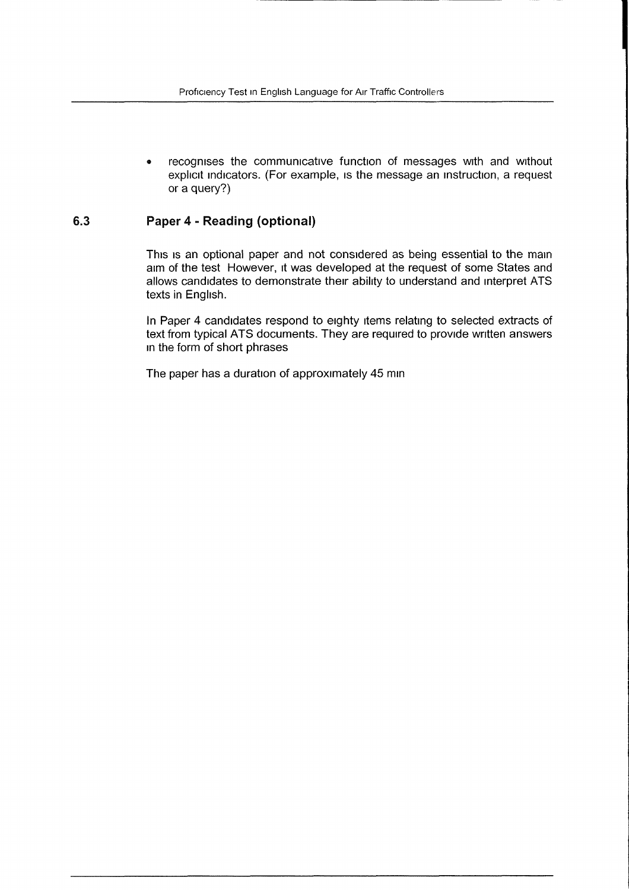- recognises the communicative function of messages with and without explicit indicators. (For example, is the message an instruction, a request or a query?)

## 6.3 Paper 4 - Reading (optional)

This is an optional paper and not considered as being essential to the main aim of the test However, it was developed at the request of some States and allows candidates to demonstrate their ability to understand and interpret ATS texts in English.

In Paper 4 candidates respond to eighty items relating to selected extracts of text from typical ATS documents. They are required to provide written answers in the form of short phrases

The paper has a duration of approximately 45 min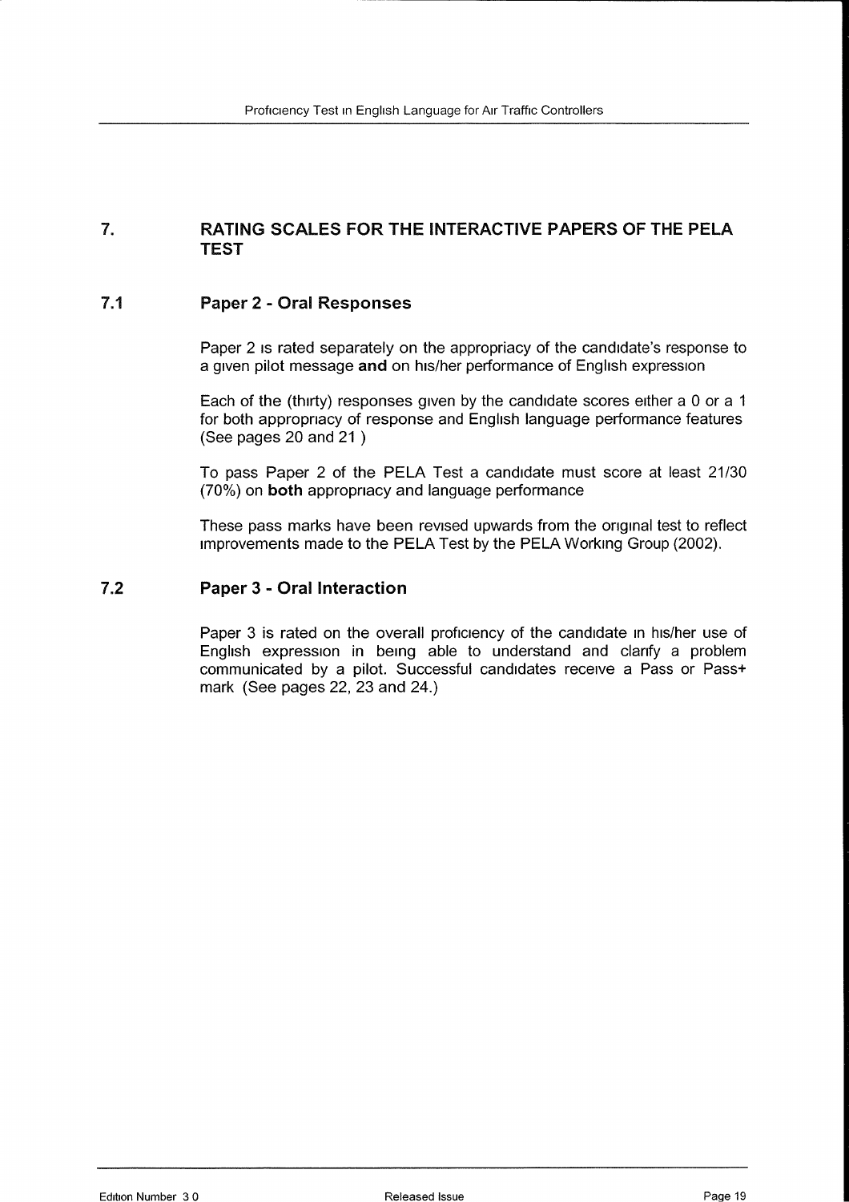## 7. RATING SCALES FOR THE INTERACTIVE PAPERS OF THE PELA TEST

### 7.1 Paper 2 - Oral Responses

Paper 2 is rated separately on the appropriacy of the candidate's response to a given pilot message **and** on his/her performance of English expression

Each of the (thirty) responses given by the candidate scores either a 0 or a 1 for both appropriacy of response and English language performance features (See pages 20 and 21 )

To pass Paper 2 of the PELA Test a candidate must score at least 21/30 (70%) on **both** appropriacy and language performance

These pass marks have been revised upwards from the original test to reflect improvements made to the PELA Test by the PELA Working Group (2002).

### 7.2 Paper 3 - Oral Interaction

Paper 3 is rated on the overall proficiency of the candidate in his/her use of English expression in being able to understand and clarify a problem communicated by a pilot. Successful candidates receive a Pass or Pass+ mark (See pages 22, 23 and 24.)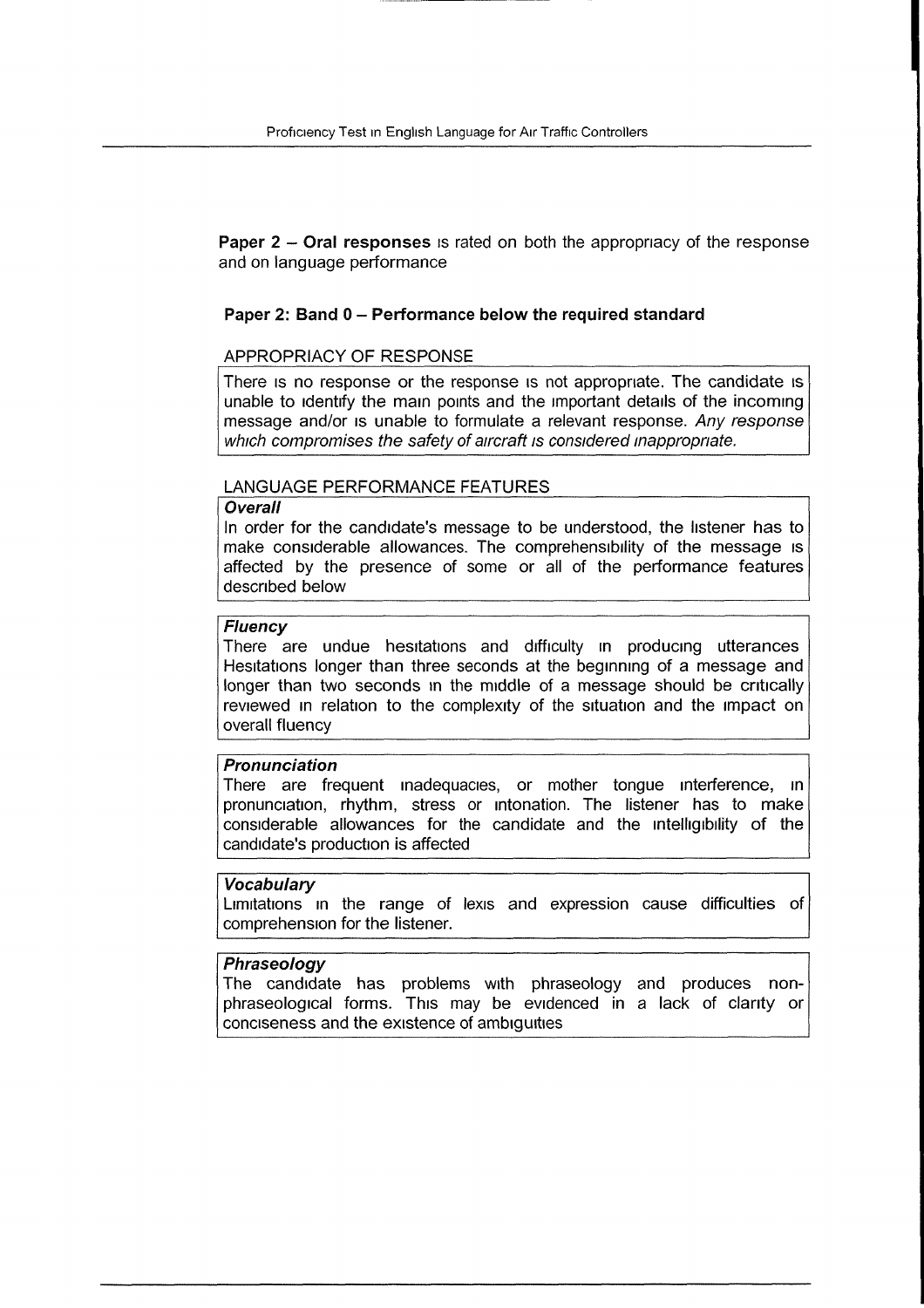**Paper 2 – Oral responses** is rated on both the appropriacy of the response and on language performance

### Paper 2: Band 0 – Performance below the required standard

#### APPROPRIACY OF RESPONSE

There is no response or the response is not appropriate. The candidate is unable to identify the main points and the important details of the incoming message and/or is unable to formulate a relevant response. *Any response which compromises the safety of aircraft is considered inappropriate.*

#### LANGUAGE PERFORMANCE FEATURES

***Overall***

In order for the candidate's message to be understood, the listener has to make considerable allowances. The comprehensibility of the message is affected by the presence of some or all of the performance features described below

***Fluency***

There are undue hesitations and difficulty in producing utterances Hesitations longer than three seconds at the beginning of a message and longer than two seconds in the middle of a message should be critically reviewed in relation to the complexity of the situation and the impact on overall fluency

***Pronunciation***

There are frequent inadequacies, or mother tongue interference, in pronunciation, rhythm, stress or intonation. The listener has to make considerable allowances for the candidate and the intelligibility of the candidate's production is affected

***Vocabulary***

Limitations in the range of lexis and expression cause difficulties of comprehension for the listener.

***Phraseology***

The candidate has problems with phraseology and produces non-phraseological forms. This may be evidenced in a lack of clarity or conciseness and the existence of ambiguities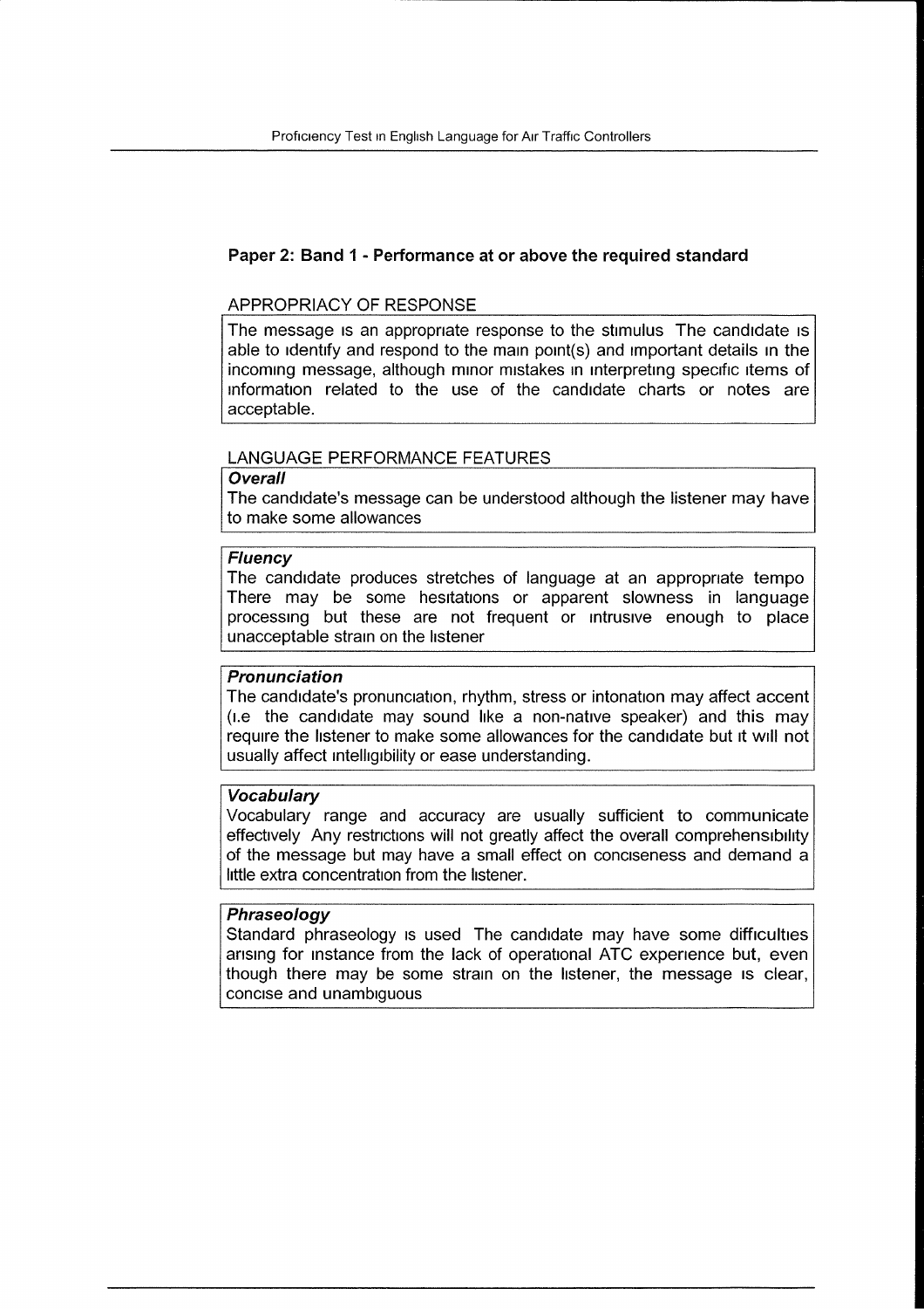## Paper 2: Band 1 - Performance at or above the required standard

### APPROPRIACY OF RESPONSE

The message is an appropriate response to the stimulus The candidate is able to identify and respond to the main point(s) and important details in the incoming message, although minor mistakes in interpreting specific items of information related to the use of the candidate charts or notes are acceptable.

### LANGUAGE PERFORMANCE FEATURES

***Overall***

The candidate's message can be understood although the listener may have to make some allowances

***Fluency***

The candidate produces stretches of language at an appropriate tempo There may be some hesitations or apparent slowness in language processing but these are not frequent or intrusive enough to place unacceptable strain on the listener

***Pronunciation***

The candidate's pronunciation, rhythm, stress or intonation may affect accent (i.e the candidate may sound like a non-native speaker) and this may require the listener to make some allowances for the candidate but it will not usually affect intelligibility or ease understanding.

***Vocabulary***

Vocabulary range and accuracy are usually sufficient to communicate effectively Any restrictions will not greatly affect the overall comprehensibility of the message but may have a small effect on conciseness and demand a little extra concentration from the listener.

***Phraseology***

Standard phraseology is used The candidate may have some difficulties arising for instance from the lack of operational ATC experience but, even though there may be some strain on the listener, the message is clear, concise and unambiguous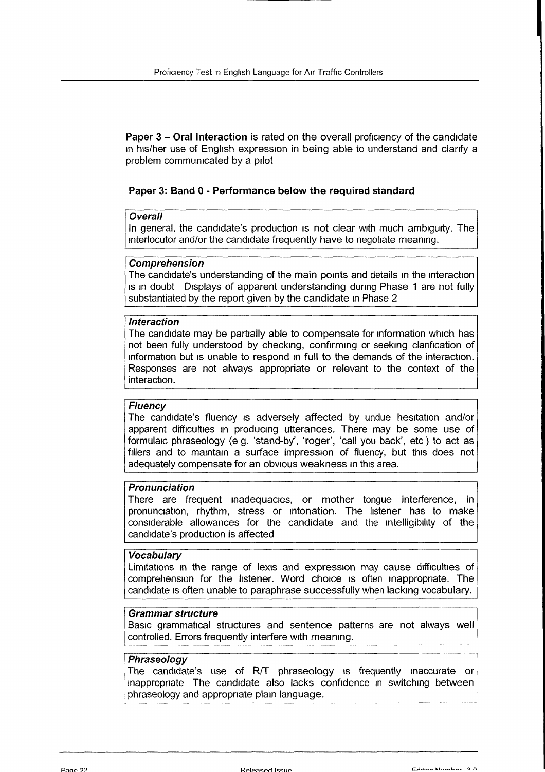**Paper 3 – Oral Interaction** is rated on the overall proficiency of the candidate in his/her use of English expression in being able to understand and clarify a problem communicated by a pilot

## Paper 3: Band 0 - Performance below the required standard

| ***Overall*** |
|---|
| In general, the candidate's production is not clear with much ambiguity. The interlocutor and/or the candidate frequently have to negotiate meaning. |

| ***Comprehension*** |
|---|
| The candidate's understanding of the main points and details in the interaction is in doubt Displays of apparent understanding during Phase 1 are not fully substantiated by the report given by the candidate in Phase 2 |

| ***Interaction*** |
|---|
| The candidate may be partially able to compensate for information which has not been fully understood by checking, confirming or seeking clarification of information but is unable to respond in full to the demands of the interaction. Responses are not always appropriate or relevant to the context of the interaction. |

| ***Fluency*** |
|---|
| The candidate's fluency is adversely affected by undue hesitation and/or apparent difficulties in producing utterances. There may be some use of formulaic phraseology (e g. 'stand-by', 'roger', 'call you back', etc ) to act as fillers and to maintain a surface impression of fluency, but this does not adequately compensate for an obvious weakness in this area. |

| ***Pronunciation*** |
|---|
| There are frequent inadequacies, or mother tongue interference, in pronunciation, rhythm, stress or intonation. The listener has to make considerable allowances for the candidate and the intelligibility of the candidate's production is affected |

| ***Vocabulary*** |
|---|
| Limitations in the range of lexis and expression may cause difficulties of comprehension for the listener. Word choice is often inappropriate. The candidate is often unable to paraphrase successfully when lacking vocabulary. |

| ***Grammar structure*** |
|---|
| Basic grammatical structures and sentence patterns are not always well controlled. Errors frequently interfere with meaning. |

| ***Phraseology*** |
|---|
| The candidate's use of R/T phraseology is frequently inaccurate or inappropriate The candidate also lacks confidence in switching between phraseology and appropriate plain language. |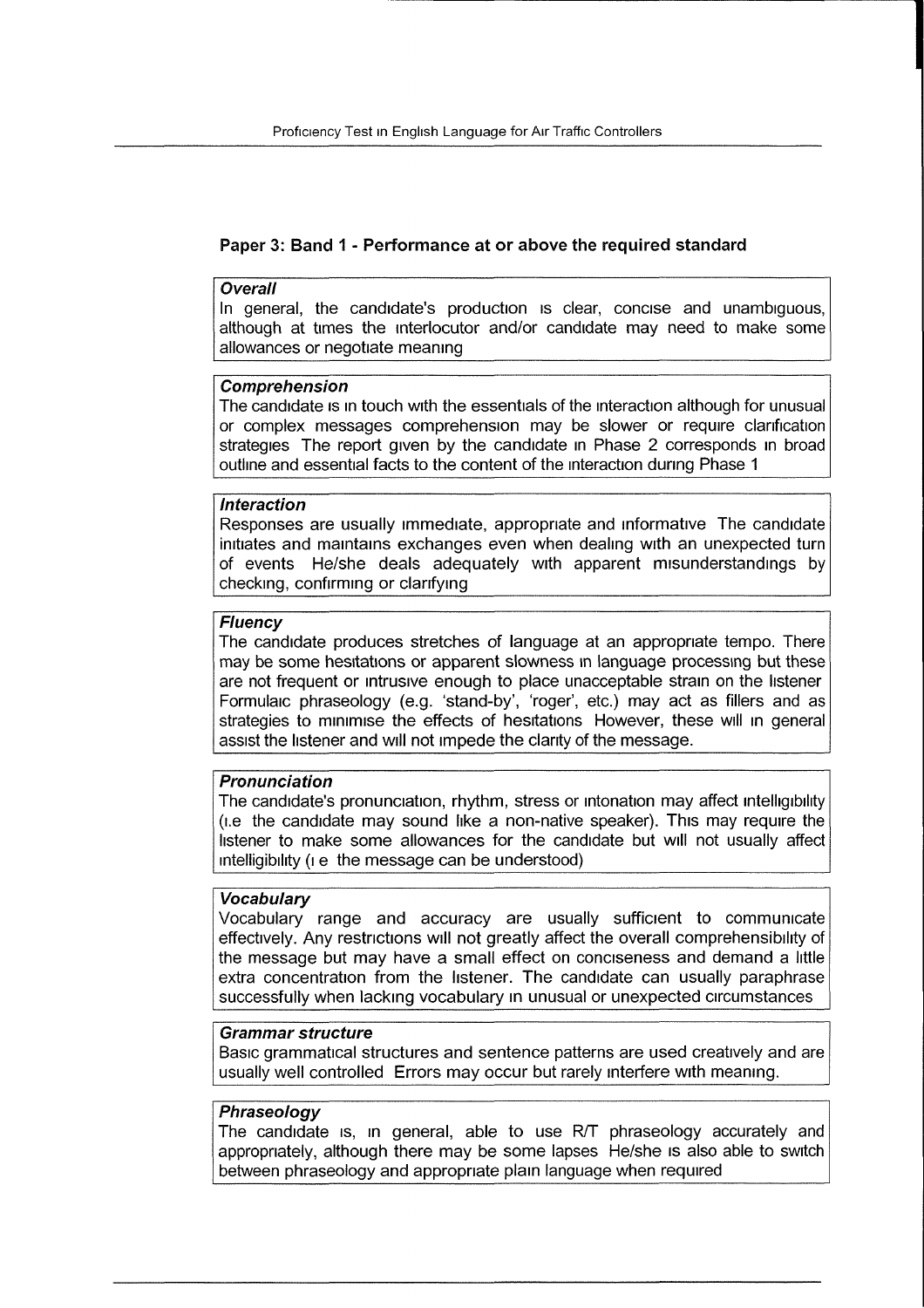## Paper 3: Band 1 - Performance at or above the required standard

***Overall***

In general, the candidate's production is clear, concise and unambiguous, although at times the interlocutor and/or candidate may need to make some allowances or negotiate meaning

***Comprehension***

The candidate is in touch with the essentials of the interaction although for unusual or complex messages comprehension may be slower or require clarification strategies The report given by the candidate in Phase 2 corresponds in broad outline and essential facts to the content of the interaction during Phase 1

***Interaction***

Responses are usually immediate, appropriate and informative The candidate initiates and maintains exchanges even when dealing with an unexpected turn of events He/she deals adequately with apparent misunderstandings by checking, confirming or clarifying

***Fluency***

The candidate produces stretches of language at an appropriate tempo. There may be some hesitations or apparent slowness in language processing but these are not frequent or intrusive enough to place unacceptable strain on the listener Formulaic phraseology (e.g. 'stand-by', 'roger', etc.) may act as fillers and as strategies to minimise the effects of hesitations However, these will in general assist the listener and will not impede the clarity of the message.

***Pronunciation***

The candidate's pronunciation, rhythm, stress or intonation may affect intelligibility (i.e the candidate may sound like a non-native speaker). This may require the listener to make some allowances for the candidate but will not usually affect intelligibility (i e the message can be understood)

***Vocabulary***

Vocabulary range and accuracy are usually sufficient to communicate effectively. Any restrictions will not greatly affect the overall comprehensibility of the message but may have a small effect on conciseness and demand a little extra concentration from the listener. The candidate can usually paraphrase successfully when lacking vocabulary in unusual or unexpected circumstances

***Grammar structure***

Basic grammatical structures and sentence patterns are used creatively and are usually well controlled Errors may occur but rarely interfere with meaning.

***Phraseology***

The candidate is, in general, able to use R/T phraseology accurately and appropriately, although there may be some lapses He/she is also able to switch between phraseology and appropriate plain language when required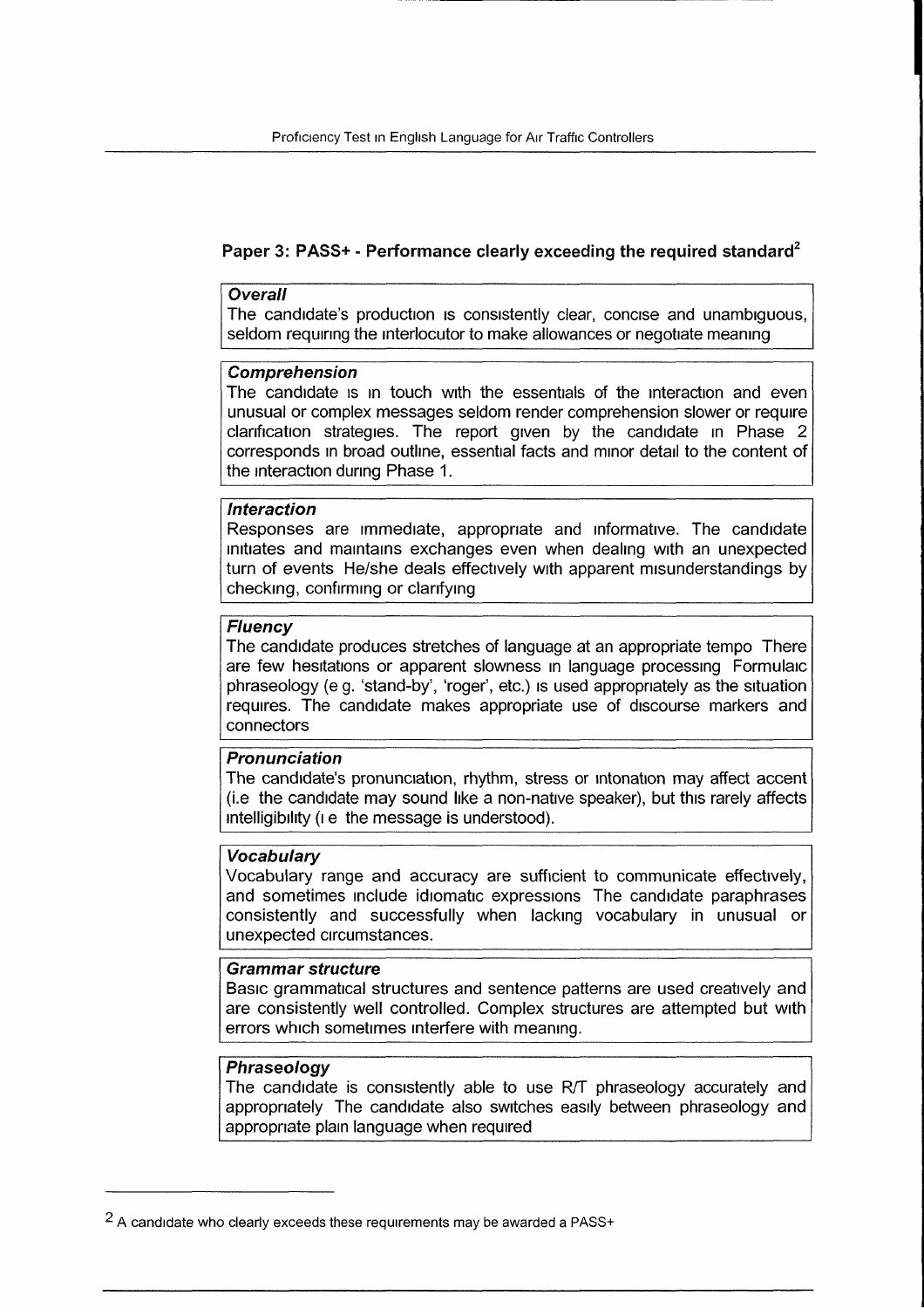## Paper 3: PASS+ - Performance clearly exceeding the required standard[2]

**_Overall_**

The candidate's production is consistently clear, concise and unambiguous, seldom requiring the interlocutor to make allowances or negotiate meaning

**_Comprehension_**

The candidate is in touch with the essentials of the interaction and even unusual or complex messages seldom render comprehension slower or require clarification strategies. The report given by the candidate in Phase 2 corresponds in broad outline, essential facts and minor detail to the content of the interaction during Phase 1.

**_Interaction_**

Responses are immediate, appropriate and informative. The candidate initiates and maintains exchanges even when dealing with an unexpected turn of events He/she deals effectively with apparent misunderstandings by checking, confirming or clarifying

**_Fluency_**

The candidate produces stretches of language at an appropriate tempo There are few hesitations or apparent slowness in language processing Formulaic phraseology (e g. 'stand-by', 'roger', etc.) is used appropriately as the situation requires. The candidate makes appropriate use of discourse markers and connectors

**_Pronunciation_**

The candidate's pronunciation, rhythm, stress or intonation may affect accent (i.e the candidate may sound like a non-native speaker), but this rarely affects intelligibility (i e the message is understood).

**_Vocabulary_**

Vocabulary range and accuracy are sufficient to communicate effectively, and sometimes include idiomatic expressions The candidate paraphrases consistently and successfully when lacking vocabulary in unusual or unexpected circumstances.

**_Grammar structure_**

Basic grammatical structures and sentence patterns are used creatively and are consistently well controlled. Complex structures are attempted but with errors which sometimes interfere with meaning.

**_Phraseology_**

The candidate is consistently able to use R/T phraseology accurately and appropriately The candidate also switches easily between phraseology and appropriate plain language when required

---

[2] A candidate who clearly exceeds these requirements may be awarded a PASS+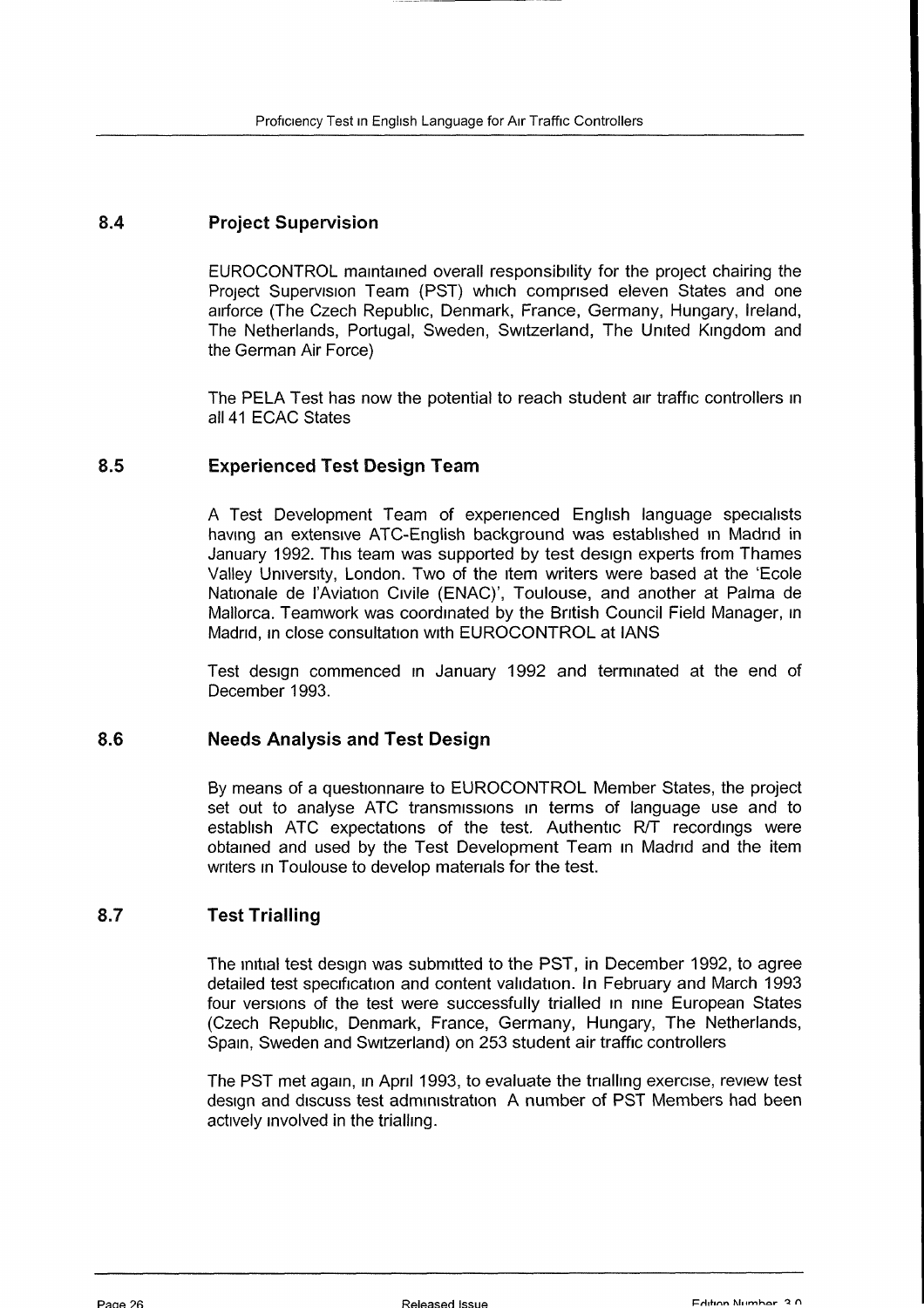## 8.4 Project Supervision

EUROCONTROL maintained overall responsibility for the project chairing the Project Supervision Team (PST) which comprised eleven States and one airforce (The Czech Republic, Denmark, France, Germany, Hungary, Ireland, The Netherlands, Portugal, Sweden, Switzerland, The United Kingdom and the German Air Force)

The PELA Test has now the potential to reach student air traffic controllers in all 41 ECAC States

## 8.5 Experienced Test Design Team

A Test Development Team of experienced English language specialists having an extensive ATC-English background was established in Madrid in January 1992. This team was supported by test design experts from Thames Valley University, London. Two of the item writers were based at the 'Ecole Nationale de l'Aviation Civile (ENAC)', Toulouse, and another at Palma de Mallorca. Teamwork was coordinated by the British Council Field Manager, in Madrid, in close consultation with EUROCONTROL at IANS

Test design commenced in January 1992 and terminated at the end of December 1993.

## 8.6 Needs Analysis and Test Design

By means of a questionnaire to EUROCONTROL Member States, the project set out to analyse ATC transmissions in terms of language use and to establish ATC expectations of the test. Authentic R/T recordings were obtained and used by the Test Development Team in Madrid and the item writers in Toulouse to develop materials for the test.

## 8.7 Test Trialling

The initial test design was submitted to the PST, in December 1992, to agree detailed test specification and content validation. In February and March 1993 four versions of the test were successfully trialled in nine European States (Czech Republic, Denmark, France, Germany, Hungary, The Netherlands, Spain, Sweden and Switzerland) on 253 student air traffic controllers

The PST met again, in April 1993, to evaluate the trialling exercise, review test design and discuss test administration A number of PST Members had been actively involved in the trialling.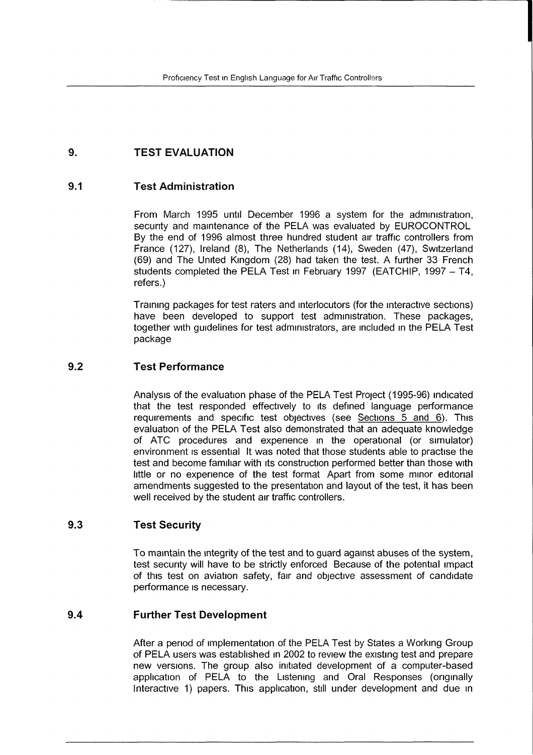# 9. TEST EVALUATION

## 9.1 Test Administration

From March 1995 until December 1996 a system for the administration, security and maintenance of the PELA was evaluated by EUROCONTROL By the end of 1996 almost three hundred student air traffic controllers from France (127), Ireland (8), The Netherlands (14), Sweden (47), Switzerland (69) and The United Kingdom (28) had taken the test. A further 33 French students completed the PELA Test in February 1997 (EATCHIP, 1997 – T4, refers.)

Training packages for test raters and interlocutors (for the interactive sections) have been developed to support test administration. These packages, together with guidelines for test administrators, are included in the PELA Test package

## 9.2 Test Performance

Analysis of the evaluation phase of the PELA Test Project (1995-96) indicated that the test responded effectively to its defined language performance requirements and specific test objectives (see Sections 5 and 6). This evaluation of the PELA Test also demonstrated that an adequate knowledge of ATC procedures and experience in the operational (or simulator) environment is essential It was noted that those students able to practise the test and become familiar with its construction performed better than those with little or no experience of the test format Apart from some minor editorial amendments suggested to the presentation and layout of the test, it has been well received by the student air traffic controllers.

## 9.3 Test Security

To maintain the integrity of the test and to guard against abuses of the system, test security will have to be strictly enforced Because of the potential impact of this test on aviation safety, fair and objective assessment of candidate performance is necessary.

## 9.4 Further Test Development

After a period of implementation of the PELA Test by States a Working Group of PELA users was established in 2002 to review the existing test and prepare new versions. The group also initiated development of a computer-based application of PELA to the Listening and Oral Responses (originally Interactive 1) papers. This application, still under development and due in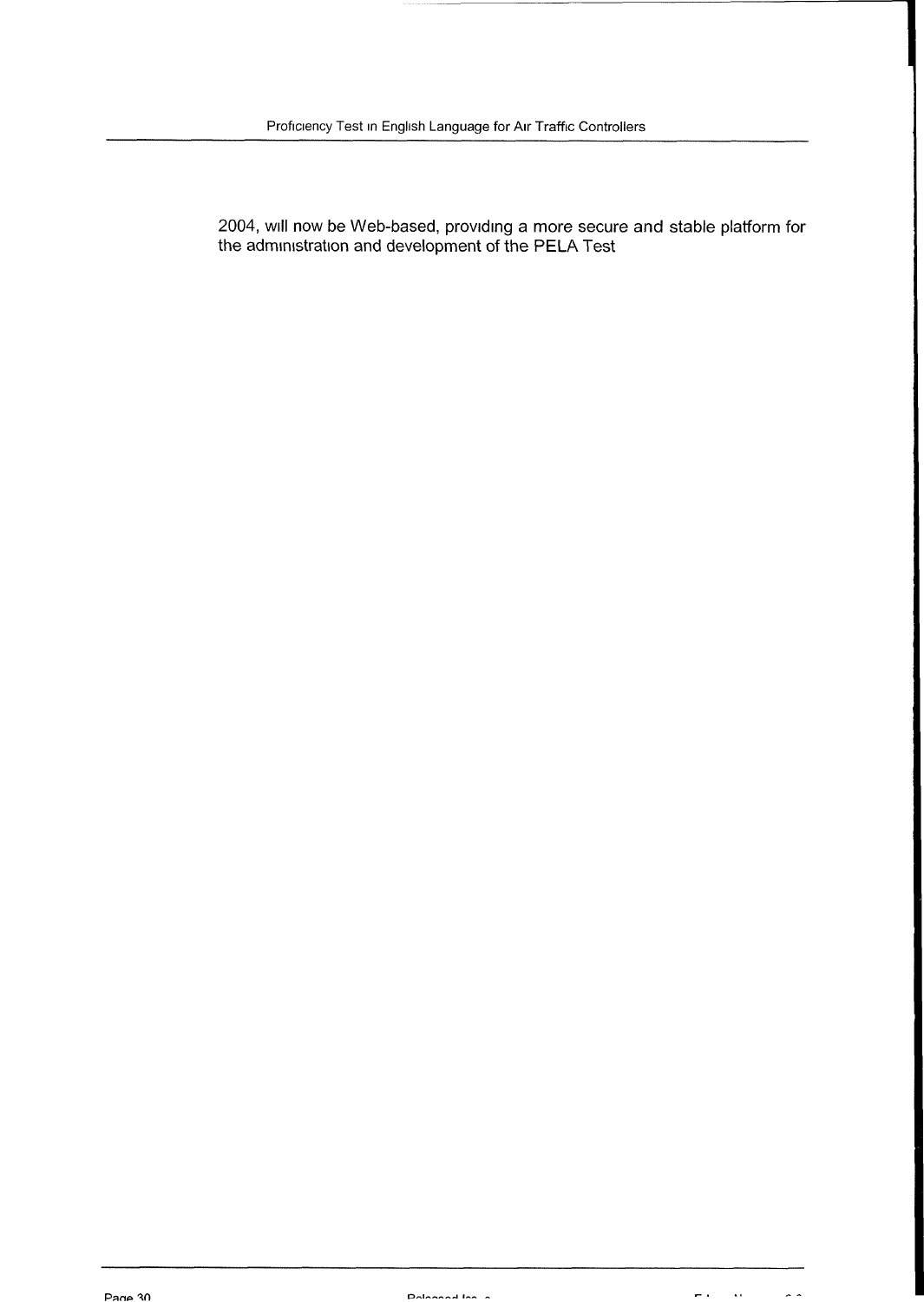2004, will now be Web-based, providing a more secure and stable platform for the administration and development of the PELA Test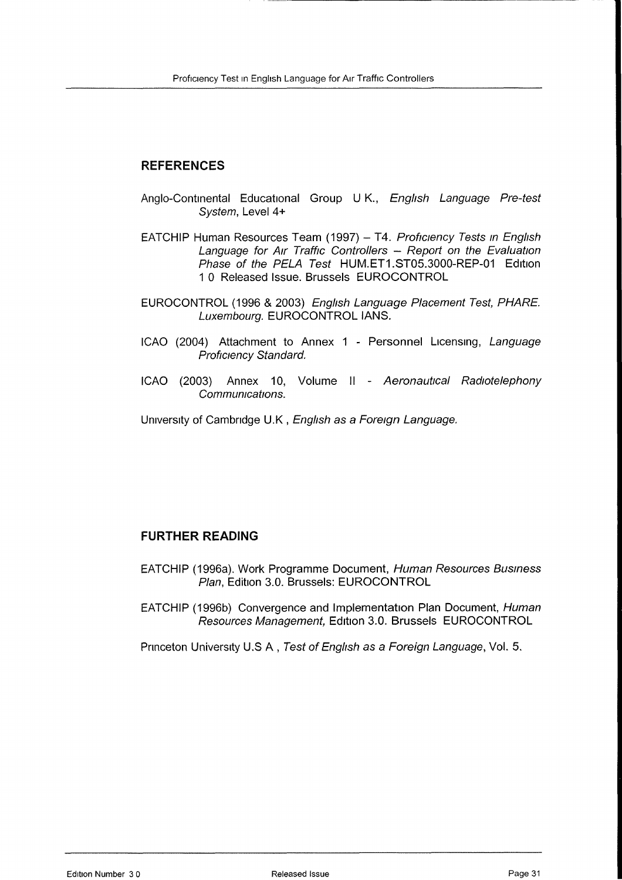## REFERENCES

Anglo-Continental Educational Group U K., *English Language Pre-test System*, Level 4+

EATCHIP Human Resources Team (1997) – T4. *Proficiency Tests in English Language for Air Traffic Controllers – Report on the Evaluation Phase of the PELA Test* HUM.ET1.ST05.3000-REP-01 Edition 1 0 Released Issue. Brussels EUROCONTROL

EUROCONTROL (1996 & 2003) *English Language Placement Test, PHARE. Luxembourg.* EUROCONTROL IANS.

ICAO (2004) Attachment to Annex 1 - Personnel Licensing, *Language Proficiency Standard.*

ICAO (2003) Annex 10, Volume II - *Aeronautical Radiotelephony Communications.*

University of Cambridge U.K , *English as a Foreign Language.*

## FURTHER READING

EATCHIP (1996a). Work Programme Document, *Human Resources Business Plan*, Edition 3.0. Brussels: EUROCONTROL

EATCHIP (1996b) Convergence and Implementation Plan Document, *Human Resources Management,* Edition 3.0. Brussels EUROCONTROL

Princeton University U.S A , *Test of English as a Foreign Language*, Vol. 5.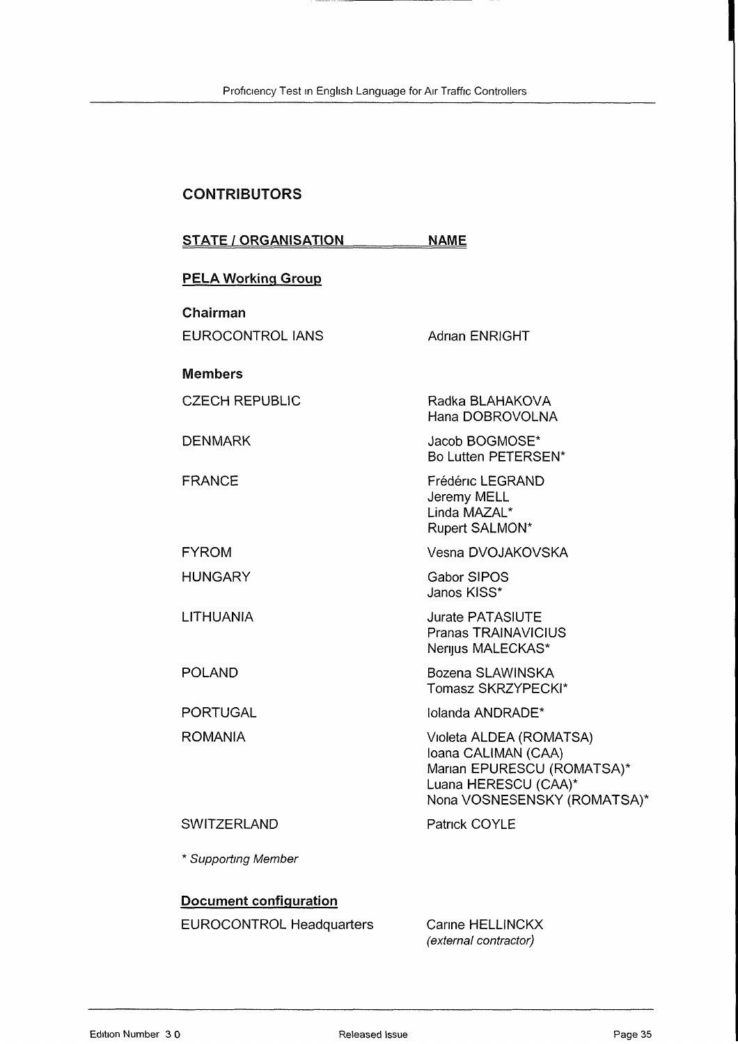## CONTRIBUTORS

| STATE / ORGANISATION | NAME |
|---|---|
| **PELA Working Group** | |
| **Chairman** | |
| EUROCONTROL IANS | Adrian ENRIGHT |
| **Members** | |
| CZECH REPUBLIC | Radka BLAHAKOVA<br>Hana DOBROVOLNA |
| DENMARK | Jacob BOGMOSE*<br>Bo Lutten PETERSEN* |
| FRANCE | Frédéric LEGRAND<br>Jeremy MELL<br>Linda MAZAL*<br>Rupert SALMON* |
| FYROM | Vesna DVOJAKOVSKA |
| HUNGARY | Gabor SIPOS<br>Janos KISS* |
| LITHUANIA | Jurate PATASIUTE<br>Pranas TRAINAVICIUS<br>Nerijus MALECKAS* |
| POLAND | Bozena SLAWINSKA<br>Tomasz SKRZYPECKI* |
| PORTUGAL | Iolanda ANDRADE* |
| ROMANIA | Violeta ALDEA (ROMATSA)<br>Ioana CALIMAN (CAA)<br>Marian EPURESCU (ROMATSA)*<br>Luana HERESCU (CAA)*<br>Nona VOSNESENSKY (ROMATSA)* |
| SWITZERLAND | Patrick COYLE |

\* *Supporting Member*

| **Document configuration** | |
|---|---|
| EUROCONTROL Headquarters | Carine HELLINCKX<br>*(external contractor)* |